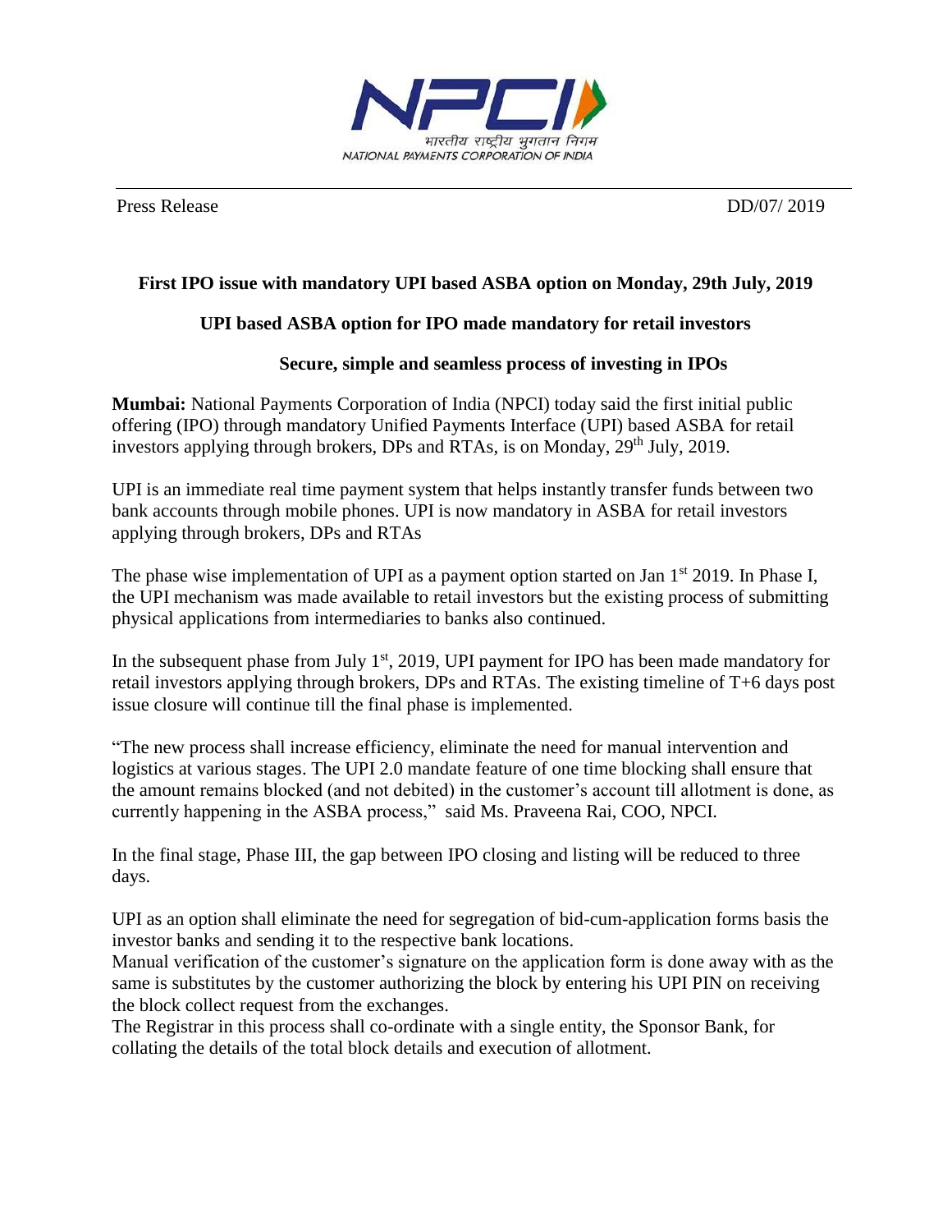NPCI
भारतीय राष्ट्रीय भुगतान निगम
NATIONAL PAYMENTS CORPORATION OF INDIA

Press Release DD/07/ 2019

**First IPO issue with mandatory UPI based ASBA option on Monday, 29th July, 2019**

**UPI based ASBA option for IPO made mandatory for retail investors**

**Secure, simple and seamless process of investing in IPOs**

**Mumbai:** National Payments Corporation of India (NPCI) today said the first initial public offering (IPO) through mandatory Unified Payments Interface (UPI) based ASBA for retail investors applying through brokers, DPs and RTAs, is on Monday, 29th July, 2019.

UPI is an immediate real time payment system that helps instantly transfer funds between two bank accounts through mobile phones. UPI is now mandatory in ASBA for retail investors applying through brokers, DPs and RTAs

The phase wise implementation of UPI as a payment option started on Jan 1st 2019. In Phase I, the UPI mechanism was made available to retail investors but the existing process of submitting physical applications from intermediaries to banks also continued.

In the subsequent phase from July 1st, 2019, UPI payment for IPO has been made mandatory for retail investors applying through brokers, DPs and RTAs. The existing timeline of T+6 days post issue closure will continue till the final phase is implemented.

"The new process shall increase efficiency, eliminate the need for manual intervention and logistics at various stages. The UPI 2.0 mandate feature of one time blocking shall ensure that the amount remains blocked (and not debited) in the customer's account till allotment is done, as currently happening in the ASBA process," said Ms. Praveena Rai, COO, NPCI.

In the final stage, Phase III, the gap between IPO closing and listing will be reduced to three days.

UPI as an option shall eliminate the need for segregation of bid-cum-application forms basis the investor banks and sending it to the respective bank locations.

Manual verification of the customer's signature on the application form is done away with as the same is substitutes by the customer authorizing the block by entering his UPI PIN on receiving the block collect request from the exchanges.

The Registrar in this process shall co-ordinate with a single entity, the Sponsor Bank, for collating the details of the total block details and execution of allotment.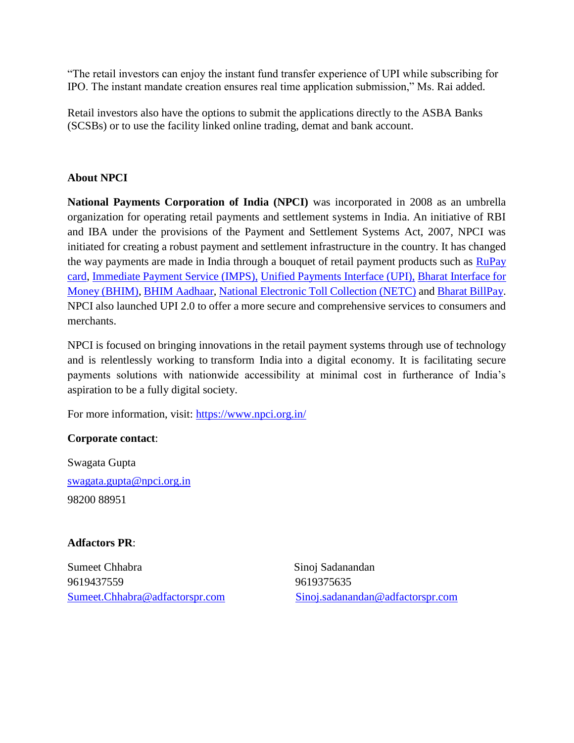"The retail investors can enjoy the instant fund transfer experience of UPI while subscribing for IPO. The instant mandate creation ensures real time application submission," Ms. Rai added.

Retail investors also have the options to submit the applications directly to the ASBA Banks (SCSBs) or to use the facility linked online trading, demat and bank account.

**About NPCI**

**National Payments Corporation of India (NPCI)** was incorporated in 2008 as an umbrella organization for operating retail payments and settlement systems in India. An initiative of RBI and IBA under the provisions of the Payment and Settlement Systems Act, 2007, NPCI was initiated for creating a robust payment and settlement infrastructure in the country. It has changed the way payments are made in India through a bouquet of retail payment products such as RuPay card, Immediate Payment Service (IMPS), Unified Payments Interface (UPI), Bharat Interface for Money (BHIM), BHIM Aadhaar, National Electronic Toll Collection (NETC) and Bharat BillPay. NPCI also launched UPI 2.0 to offer a more secure and comprehensive services to consumers and merchants.

NPCI is focused on bringing innovations in the retail payment systems through use of technology and is relentlessly working to transform India into a digital economy. It is facilitating secure payments solutions with nationwide accessibility at minimal cost in furtherance of India's aspiration to be a fully digital society.

For more information, visit: https://www.npci.org.in/

**Corporate contact**:

Swagata Gupta

swagata.gupta@npci.org.in

98200 88951

**Adfactors PR**:

Sumeet Chhabra
9619437559
Sumeet.Chhabra@adfactorspr.com

Sinoj Sadanandan
9619375635
Sinoj.sadanandan@adfactorspr.com